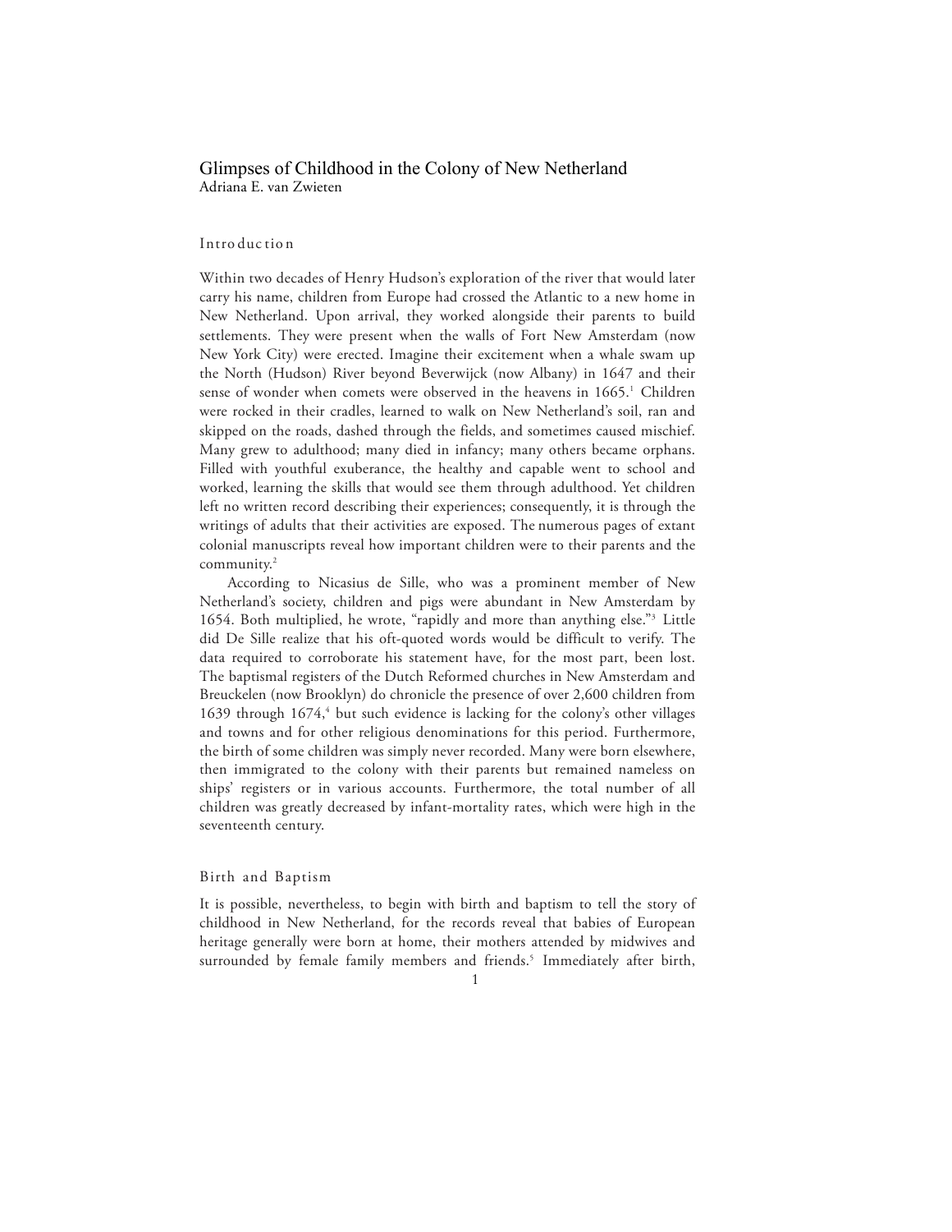# Glimpses of Childhood in the Colony of New Netherland

Adriana E. van Zwieten

## Introduction

Within two decades of Henry Hudson's exploration of the river that would later carry his name, children from Europe had crossed the Atlantic to a new home in New Netherland. Upon arrival, they worked alongside their parents to build settlements. They were present when the walls of Fort New Amsterdam (now New York City) were erected. Imagine their excitement when a whale swam up the North (Hudson) River beyond Beverwijck (now Albany) in 1647 and their sense of wonder when comets were observed in the heavens in 1665.[1] Children were rocked in their cradles, learned to walk on New Netherland's soil, ran and skipped on the roads, dashed through the fields, and sometimes caused mischief. Many grew to adulthood; many died in infancy; many others became orphans. Filled with youthful exuberance, the healthy and capable went to school and worked, learning the skills that would see them through adulthood. Yet children left no written record describing their experiences; consequently, it is through the writings of adults that their activities are exposed. The numerous pages of extant colonial manuscripts reveal how important children were to their parents and the community.[2]

According to Nicasius de Sille, who was a prominent member of New Netherland's society, children and pigs were abundant in New Amsterdam by 1654. Both multiplied, he wrote, "rapidly and more than anything else."[3] Little did De Sille realize that his oft-quoted words would be difficult to verify. The data required to corroborate his statement have, for the most part, been lost. The baptismal registers of the Dutch Reformed churches in New Amsterdam and Breuckelen (now Brooklyn) do chronicle the presence of over 2,600 children from 1639 through 1674,[4] but such evidence is lacking for the colony's other villages and towns and for other religious denominations for this period. Furthermore, the birth of some children was simply never recorded. Many were born elsewhere, then immigrated to the colony with their parents but remained nameless on ships' registers or in various accounts. Furthermore, the total number of all children was greatly decreased by infant-mortality rates, which were high in the seventeenth century.

## Birth and Baptism

It is possible, nevertheless, to begin with birth and baptism to tell the story of childhood in New Netherland, for the records reveal that babies of European heritage generally were born at home, their mothers attended by midwives and surrounded by female family members and friends.[5] Immediately after birth,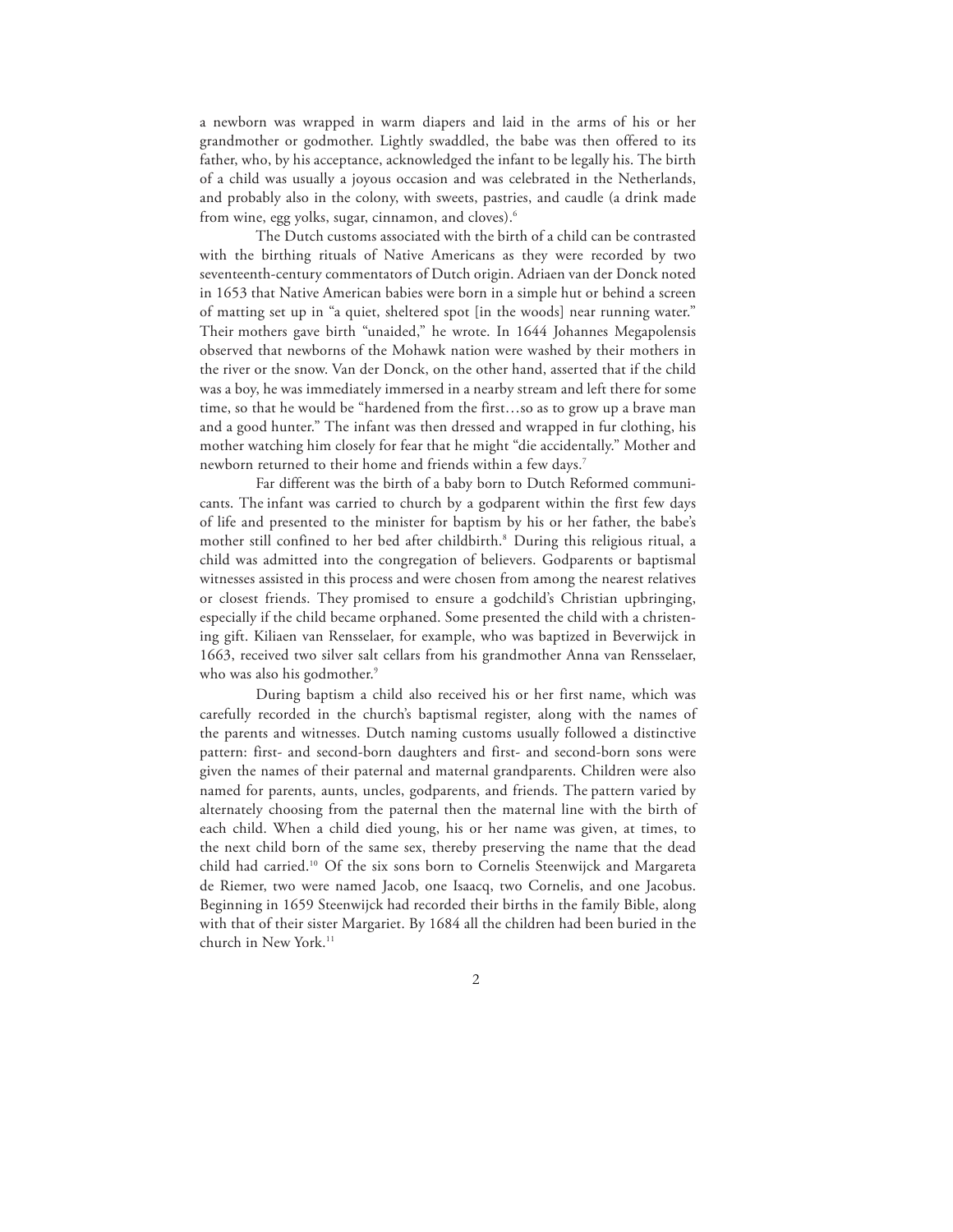a newborn was wrapped in warm diapers and laid in the arms of his or her grandmother or godmother. Lightly swaddled, the babe was then offered to its father, who, by his acceptance, acknowledged the infant to be legally his. The birth of a child was usually a joyous occasion and was celebrated in the Netherlands, and probably also in the colony, with sweets, pastries, and caudle (a drink made from wine, egg yolks, sugar, cinnamon, and cloves).[6]

The Dutch customs associated with the birth of a child can be contrasted with the birthing rituals of Native Americans as they were recorded by two seventeenth-century commentators of Dutch origin. Adriaen van der Donck noted in 1653 that Native American babies were born in a simple hut or behind a screen of matting set up in "a quiet, sheltered spot [in the woods] near running water." Their mothers gave birth "unaided," he wrote. In 1644 Johannes Megapolensis observed that newborns of the Mohawk nation were washed by their mothers in the river or the snow. Van der Donck, on the other hand, asserted that if the child was a boy, he was immediately immersed in a nearby stream and left there for some time, so that he would be "hardened from the first…so as to grow up a brave man and a good hunter." The infant was then dressed and wrapped in fur clothing, his mother watching him closely for fear that he might "die accidentally." Mother and newborn returned to their home and friends within a few days.[7]

Far different was the birth of a baby born to Dutch Reformed communicants. The infant was carried to church by a godparent within the first few days of life and presented to the minister for baptism by his or her father, the babe's mother still confined to her bed after childbirth.[8] During this religious ritual, a child was admitted into the congregation of believers. Godparents or baptismal witnesses assisted in this process and were chosen from among the nearest relatives or closest friends. They promised to ensure a godchild's Christian upbringing, especially if the child became orphaned. Some presented the child with a christening gift. Kiliaen van Rensselaer, for example, who was baptized in Beverwijck in 1663, received two silver salt cellars from his grandmother Anna van Rensselaer, who was also his godmother.[9]

During baptism a child also received his or her first name, which was carefully recorded in the church's baptismal register, along with the names of the parents and witnesses. Dutch naming customs usually followed a distinctive pattern: first- and second-born daughters and first- and second-born sons were given the names of their paternal and maternal grandparents. Children were also named for parents, aunts, uncles, godparents, and friends. The pattern varied by alternately choosing from the paternal then the maternal line with the birth of each child. When a child died young, his or her name was given, at times, to the next child born of the same sex, thereby preserving the name that the dead child had carried.[10] Of the six sons born to Cornelis Steenwijck and Margareta de Riemer, two were named Jacob, one Isaacq, two Cornelis, and one Jacobus. Beginning in 1659 Steenwijck had recorded their births in the family Bible, along with that of their sister Margariet. By 1684 all the children had been buried in the church in New York.[11]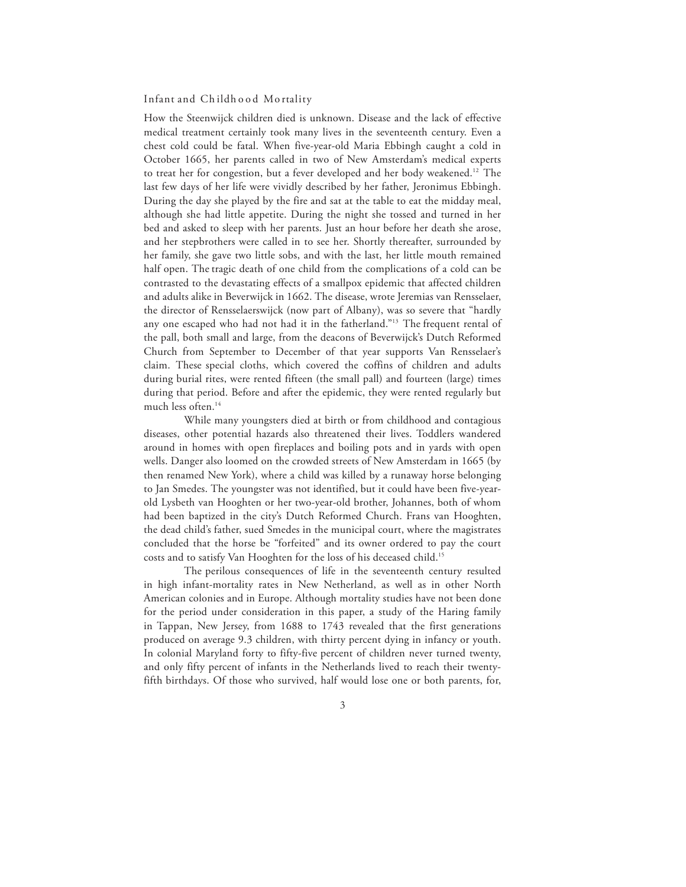## Infant and Childhood Mortality

How the Steenwijck children died is unknown. Disease and the lack of effective medical treatment certainly took many lives in the seventeenth century. Even a chest cold could be fatal. When five-year-old Maria Ebbingh caught a cold in October 1665, her parents called in two of New Amsterdam's medical experts to treat her for congestion, but a fever developed and her body weakened.[12] The last few days of her life were vividly described by her father, Jeronimus Ebbingh. During the day she played by the fire and sat at the table to eat the midday meal, although she had little appetite. During the night she tossed and turned in her bed and asked to sleep with her parents. Just an hour before her death she arose, and her stepbrothers were called in to see her. Shortly thereafter, surrounded by her family, she gave two little sobs, and with the last, her little mouth remained half open. The tragic death of one child from the complications of a cold can be contrasted to the devastating effects of a smallpox epidemic that affected children and adults alike in Beverwijck in 1662. The disease, wrote Jeremias van Rensselaer, the director of Rensselaerswijck (now part of Albany), was so severe that "hardly any one escaped who had not had it in the fatherland."[13] The frequent rental of the pall, both small and large, from the deacons of Beverwijck's Dutch Reformed Church from September to December of that year supports Van Rensselaer's claim. These special cloths, which covered the coffins of children and adults during burial rites, were rented fifteen (the small pall) and fourteen (large) times during that period. Before and after the epidemic, they were rented regularly but much less often.[14]

While many youngsters died at birth or from childhood and contagious diseases, other potential hazards also threatened their lives. Toddlers wandered around in homes with open fireplaces and boiling pots and in yards with open wells. Danger also loomed on the crowded streets of New Amsterdam in 1665 (by then renamed New York), where a child was killed by a runaway horse belonging to Jan Smedes. The youngster was not identified, but it could have been five-year-old Lysbeth van Hooghten or her two-year-old brother, Johannes, both of whom had been baptized in the city's Dutch Reformed Church. Frans van Hooghten, the dead child's father, sued Smedes in the municipal court, where the magistrates concluded that the horse be "forfeited" and its owner ordered to pay the court costs and to satisfy Van Hooghten for the loss of his deceased child.[15]

The perilous consequences of life in the seventeenth century resulted in high infant-mortality rates in New Netherland, as well as in other North American colonies and in Europe. Although mortality studies have not been done for the period under consideration in this paper, a study of the Haring family in Tappan, New Jersey, from 1688 to 1743 revealed that the first generations produced on average 9.3 children, with thirty percent dying in infancy or youth. In colonial Maryland forty to fifty-five percent of children never turned twenty, and only fifty percent of infants in the Netherlands lived to reach their twenty-fifth birthdays. Of those who survived, half would lose one or both parents, for,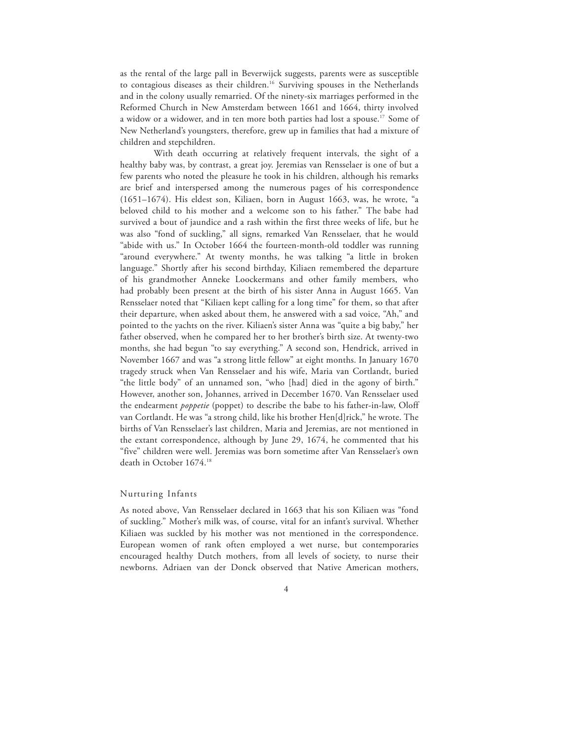as the rental of the large pall in Beverwijck suggests, parents were as susceptible to contagious diseases as their children.[16] Surviving spouses in the Netherlands and in the colony usually remarried. Of the ninety-six marriages performed in the Reformed Church in New Amsterdam between 1661 and 1664, thirty involved a widow or a widower, and in ten more both parties had lost a spouse.[17] Some of New Netherland's youngsters, therefore, grew up in families that had a mixture of children and stepchildren.

With death occurring at relatively frequent intervals, the sight of a healthy baby was, by contrast, a great joy. Jeremias van Rensselaer is one of but a few parents who noted the pleasure he took in his children, although his remarks are brief and interspersed among the numerous pages of his correspondence (1651–1674). His eldest son, Kiliaen, born in August 1663, was, he wrote, "a beloved child to his mother and a welcome son to his father." The babe had survived a bout of jaundice and a rash within the first three weeks of life, but he was also "fond of suckling," all signs, remarked Van Rensselaer, that he would "abide with us." In October 1664 the fourteen-month-old toddler was running "around everywhere." At twenty months, he was talking "a little in broken language." Shortly after his second birthday, Kiliaen remembered the departure of his grandmother Anneke Loockermans and other family members, who had probably been present at the birth of his sister Anna in August 1665. Van Rensselaer noted that "Kiliaen kept calling for a long time" for them, so that after their departure, when asked about them, he answered with a sad voice, "Ah," and pointed to the yachts on the river. Kiliaen's sister Anna was "quite a big baby," her father observed, when he compared her to her brother's birth size. At twenty-two months, she had begun "to say everything." A second son, Hendrick, arrived in November 1667 and was "a strong little fellow" at eight months. In January 1670 tragedy struck when Van Rensselaer and his wife, Maria van Cortlandt, buried "the little body" of an unnamed son, "who [had] died in the agony of birth." However, another son, Johannes, arrived in December 1670. Van Rensselaer used the endearment *poppetie* (poppet) to describe the babe to his father-in-law, Oloff van Cortlandt. He was "a strong child, like his brother Hen[d]rick," he wrote. The births of Van Rensselaer's last children, Maria and Jeremias, are not mentioned in the extant correspondence, although by June 29, 1674, he commented that his "five" children were well. Jeremias was born sometime after Van Rensselaer's own death in October 1674.[18]

## Nurturing Infants

As noted above, Van Rensselaer declared in 1663 that his son Kiliaen was "fond of suckling." Mother's milk was, of course, vital for an infant's survival. Whether Kiliaen was suckled by his mother was not mentioned in the correspondence. European women of rank often employed a wet nurse, but contemporaries encouraged healthy Dutch mothers, from all levels of society, to nurse their newborns. Adriaen van der Donck observed that Native American mothers,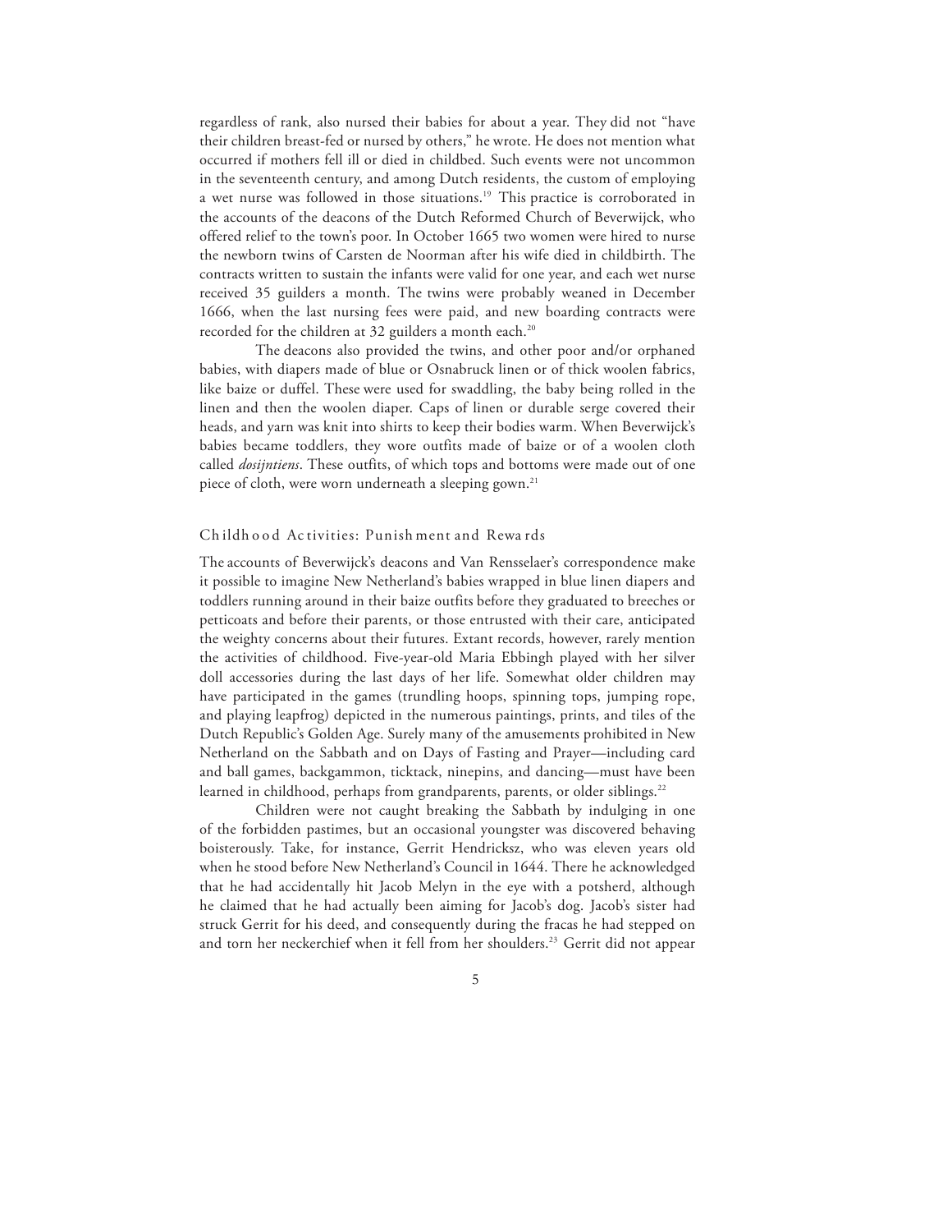regardless of rank, also nursed their babies for about a year. They did not "have their children breast-fed or nursed by others," he wrote. He does not mention what occurred if mothers fell ill or died in childbed. Such events were not uncommon in the seventeenth century, and among Dutch residents, the custom of employing a wet nurse was followed in those situations.[19] This practice is corroborated in the accounts of the deacons of the Dutch Reformed Church of Beverwijck, who offered relief to the town's poor. In October 1665 two women were hired to nurse the newborn twins of Carsten de Noorman after his wife died in childbirth. The contracts written to sustain the infants were valid for one year, and each wet nurse received 35 guilders a month. The twins were probably weaned in December 1666, when the last nursing fees were paid, and new boarding contracts were recorded for the children at 32 guilders a month each.[20]

The deacons also provided the twins, and other poor and/or orphaned babies, with diapers made of blue or Osnabruck linen or of thick woolen fabrics, like baize or duffel. These were used for swaddling, the baby being rolled in the linen and then the woolen diaper. Caps of linen or durable serge covered their heads, and yarn was knit into shirts to keep their bodies warm. When Beverwijck's babies became toddlers, they wore outfits made of baize or of a woolen cloth called *dosijntiens*. These outfits, of which tops and bottoms were made out of one piece of cloth, were worn underneath a sleeping gown.[21]

## Childhood Activities: Punishment and Rewards

The accounts of Beverwijck's deacons and Van Rensselaer's correspondence make it possible to imagine New Netherland's babies wrapped in blue linen diapers and toddlers running around in their baize outfits before they graduated to breeches or petticoats and before their parents, or those entrusted with their care, anticipated the weighty concerns about their futures. Extant records, however, rarely mention the activities of childhood. Five-year-old Maria Ebbingh played with her silver doll accessories during the last days of her life. Somewhat older children may have participated in the games (trundling hoops, spinning tops, jumping rope, and playing leapfrog) depicted in the numerous paintings, prints, and tiles of the Dutch Republic's Golden Age. Surely many of the amusements prohibited in New Netherland on the Sabbath and on Days of Fasting and Prayer—including card and ball games, backgammon, ticktack, ninepins, and dancing—must have been learned in childhood, perhaps from grandparents, parents, or older siblings.[22]

Children were not caught breaking the Sabbath by indulging in one of the forbidden pastimes, but an occasional youngster was discovered behaving boisterously. Take, for instance, Gerrit Hendricksz, who was eleven years old when he stood before New Netherland's Council in 1644. There he acknowledged that he had accidentally hit Jacob Melyn in the eye with a potsherd, although he claimed that he had actually been aiming for Jacob's dog. Jacob's sister had struck Gerrit for his deed, and consequently during the fracas he had stepped on and torn her neckerchief when it fell from her shoulders.[23] Gerrit did not appear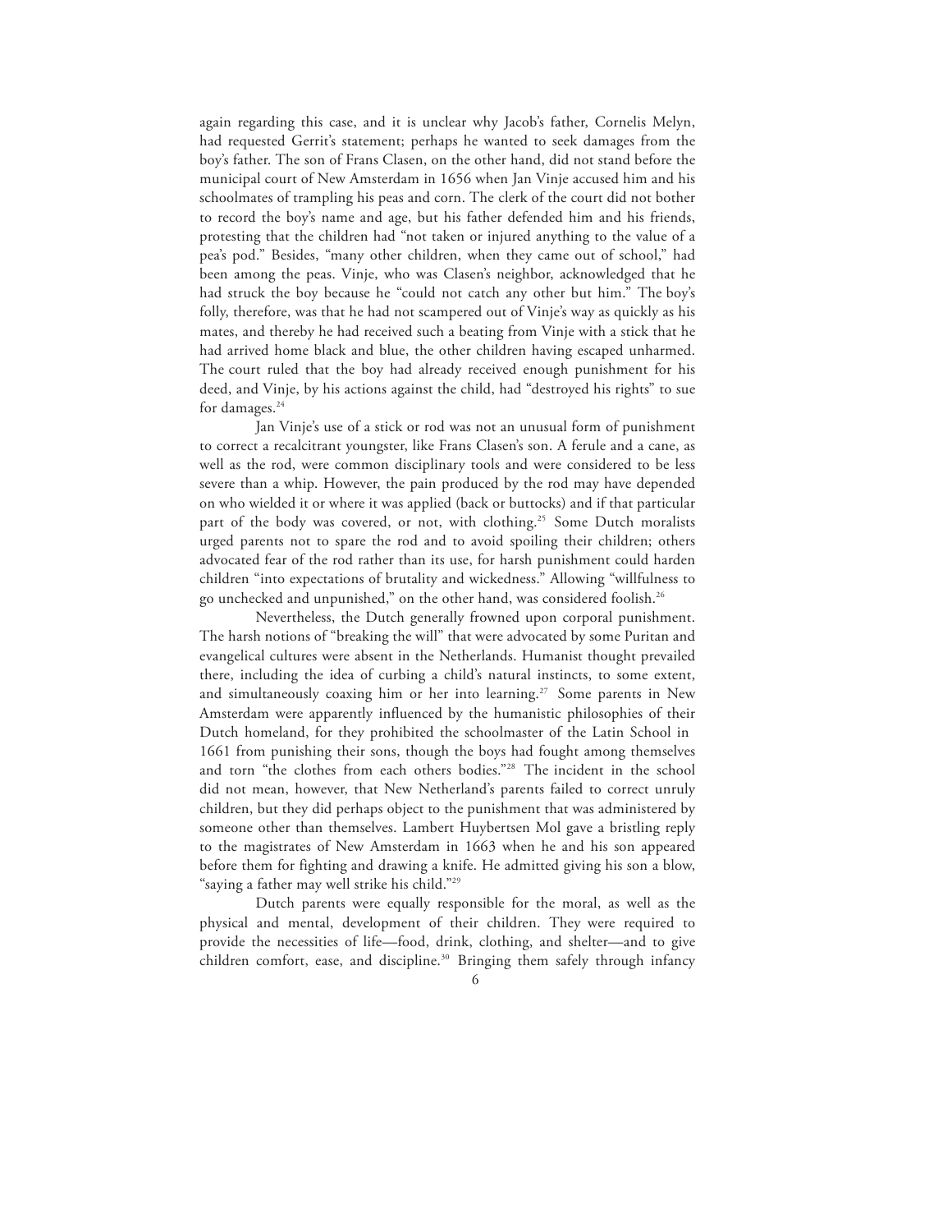again regarding this case, and it is unclear why Jacob's father, Cornelis Melyn, had requested Gerrit's statement; perhaps he wanted to seek damages from the boy's father. The son of Frans Clasen, on the other hand, did not stand before the municipal court of New Amsterdam in 1656 when Jan Vinje accused him and his schoolmates of trampling his peas and corn. The clerk of the court did not bother to record the boy's name and age, but his father defended him and his friends, protesting that the children had "not taken or injured anything to the value of a pea's pod." Besides, "many other children, when they came out of school," had been among the peas. Vinje, who was Clasen's neighbor, acknowledged that he had struck the boy because he "could not catch any other but him." The boy's folly, therefore, was that he had not scampered out of Vinje's way as quickly as his mates, and thereby he had received such a beating from Vinje with a stick that he had arrived home black and blue, the other children having escaped unharmed. The court ruled that the boy had already received enough punishment for his deed, and Vinje, by his actions against the child, had "destroyed his rights" to sue for damages.[24]

Jan Vinje's use of a stick or rod was not an unusual form of punishment to correct a recalcitrant youngster, like Frans Clasen's son. A ferule and a cane, as well as the rod, were common disciplinary tools and were considered to be less severe than a whip. However, the pain produced by the rod may have depended on who wielded it or where it was applied (back or buttocks) and if that particular part of the body was covered, or not, with clothing.[25] Some Dutch moralists urged parents not to spare the rod and to avoid spoiling their children; others advocated fear of the rod rather than its use, for harsh punishment could harden children "into expectations of brutality and wickedness." Allowing "willfulness to go unchecked and unpunished," on the other hand, was considered foolish.[26]

Nevertheless, the Dutch generally frowned upon corporal punishment. The harsh notions of "breaking the will" that were advocated by some Puritan and evangelical cultures were absent in the Netherlands. Humanist thought prevailed there, including the idea of curbing a child's natural instincts, to some extent, and simultaneously coaxing him or her into learning.[27] Some parents in New Amsterdam were apparently influenced by the humanistic philosophies of their Dutch homeland, for they prohibited the schoolmaster of the Latin School in 1661 from punishing their sons, though the boys had fought among themselves and torn "the clothes from each others bodies."[28] The incident in the school did not mean, however, that New Netherland's parents failed to correct unruly children, but they did perhaps object to the punishment that was administered by someone other than themselves. Lambert Huybertsen Mol gave a bristling reply to the magistrates of New Amsterdam in 1663 when he and his son appeared before them for fighting and drawing a knife. He admitted giving his son a blow, "saying a father may well strike his child."[29]

Dutch parents were equally responsible for the moral, as well as the physical and mental, development of their children. They were required to provide the necessities of life—food, drink, clothing, and shelter—and to give children comfort, ease, and discipline.[30] Bringing them safely through infancy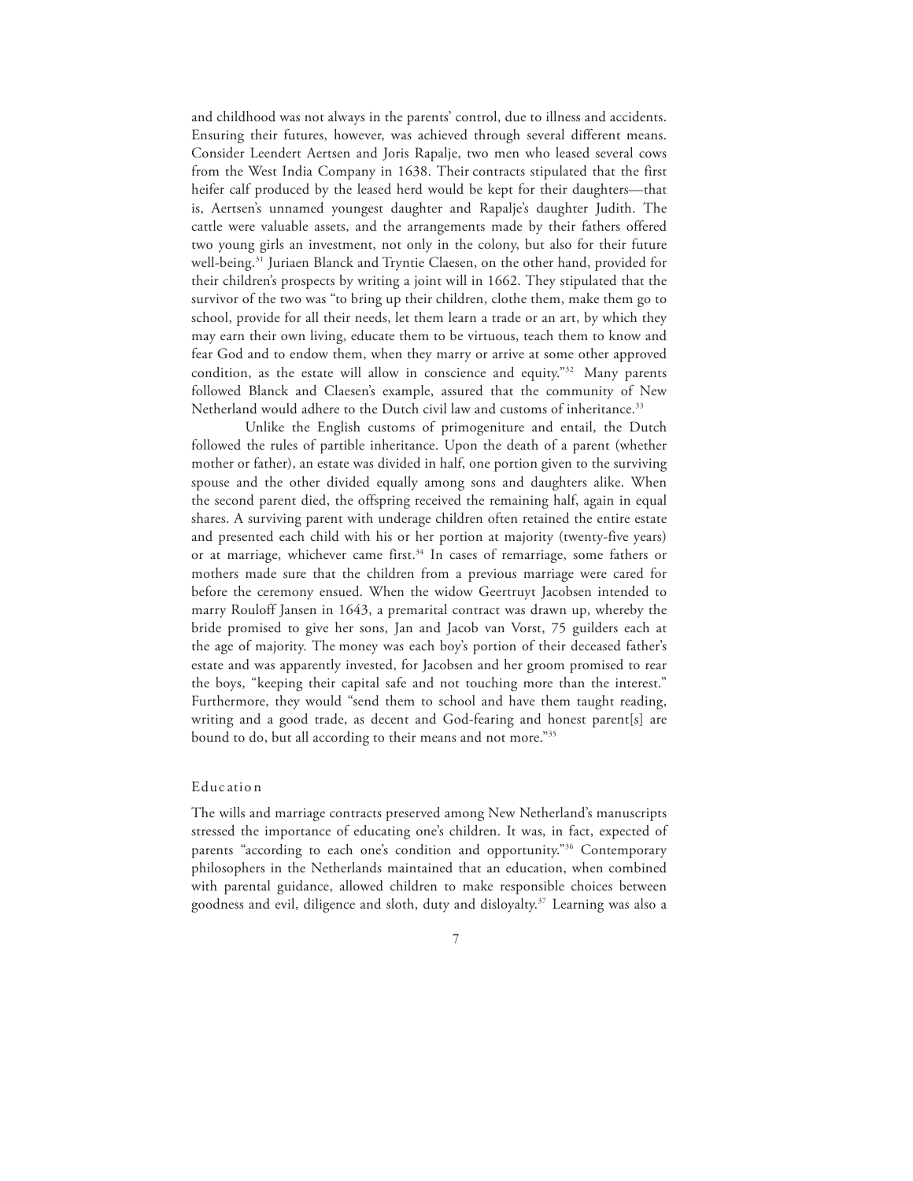and childhood was not always in the parents' control, due to illness and accidents. Ensuring their futures, however, was achieved through several different means. Consider Leendert Aertsen and Joris Rapalje, two men who leased several cows from the West India Company in 1638. Their contracts stipulated that the first heifer calf produced by the leased herd would be kept for their daughters—that is, Aertsen's unnamed youngest daughter and Rapalje's daughter Judith. The cattle were valuable assets, and the arrangements made by their fathers offered two young girls an investment, not only in the colony, but also for their future well-being.[31] Juriaen Blanck and Tryntie Claesen, on the other hand, provided for their children's prospects by writing a joint will in 1662. They stipulated that the survivor of the two was "to bring up their children, clothe them, make them go to school, provide for all their needs, let them learn a trade or an art, by which they may earn their own living, educate them to be virtuous, teach them to know and fear God and to endow them, when they marry or arrive at some other approved condition, as the estate will allow in conscience and equity."[32] Many parents followed Blanck and Claesen's example, assured that the community of New Netherland would adhere to the Dutch civil law and customs of inheritance.[33]

Unlike the English customs of primogeniture and entail, the Dutch followed the rules of partible inheritance. Upon the death of a parent (whether mother or father), an estate was divided in half, one portion given to the surviving spouse and the other divided equally among sons and daughters alike. When the second parent died, the offspring received the remaining half, again in equal shares. A surviving parent with underage children often retained the entire estate and presented each child with his or her portion at majority (twenty-five years) or at marriage, whichever came first.[34] In cases of remarriage, some fathers or mothers made sure that the children from a previous marriage were cared for before the ceremony ensued. When the widow Geertruyt Jacobsen intended to marry Rouloff Jansen in 1643, a premarital contract was drawn up, whereby the bride promised to give her sons, Jan and Jacob van Vorst, 75 guilders each at the age of majority. The money was each boy's portion of their deceased father's estate and was apparently invested, for Jacobsen and her groom promised to rear the boys, "keeping their capital safe and not touching more than the interest." Furthermore, they would "send them to school and have them taught reading, writing and a good trade, as decent and God-fearing and honest parent[s] are bound to do, but all according to their means and not more."[35]

## Education

The wills and marriage contracts preserved among New Netherland's manuscripts stressed the importance of educating one's children. It was, in fact, expected of parents "according to each one's condition and opportunity."[36] Contemporary philosophers in the Netherlands maintained that an education, when combined with parental guidance, allowed children to make responsible choices between goodness and evil, diligence and sloth, duty and disloyalty.[37] Learning was also a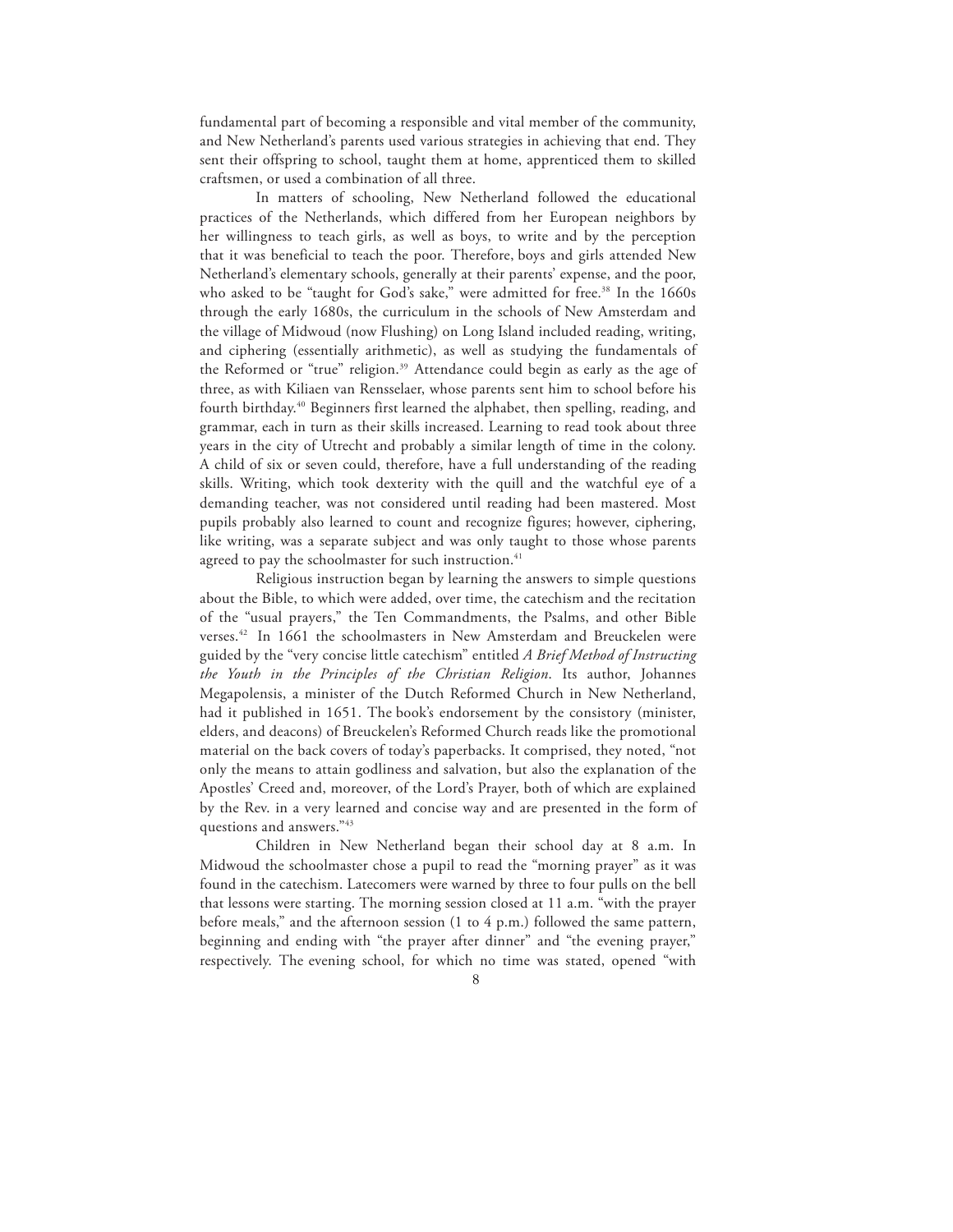fundamental part of becoming a responsible and vital member of the community, and New Netherland's parents used various strategies in achieving that end. They sent their offspring to school, taught them at home, apprenticed them to skilled craftsmen, or used a combination of all three.

In matters of schooling, New Netherland followed the educational practices of the Netherlands, which differed from her European neighbors by her willingness to teach girls, as well as boys, to write and by the perception that it was beneficial to teach the poor. Therefore, boys and girls attended New Netherland's elementary schools, generally at their parents' expense, and the poor, who asked to be "taught for God's sake," were admitted for free.[38] In the 1660s through the early 1680s, the curriculum in the schools of New Amsterdam and the village of Midwoud (now Flushing) on Long Island included reading, writing, and ciphering (essentially arithmetic), as well as studying the fundamentals of the Reformed or "true" religion.[39] Attendance could begin as early as the age of three, as with Kiliaen van Rensselaer, whose parents sent him to school before his fourth birthday.[40] Beginners first learned the alphabet, then spelling, reading, and grammar, each in turn as their skills increased. Learning to read took about three years in the city of Utrecht and probably a similar length of time in the colony. A child of six or seven could, therefore, have a full understanding of the reading skills. Writing, which took dexterity with the quill and the watchful eye of a demanding teacher, was not considered until reading had been mastered. Most pupils probably also learned to count and recognize figures; however, ciphering, like writing, was a separate subject and was only taught to those whose parents agreed to pay the schoolmaster for such instruction.[41]

Religious instruction began by learning the answers to simple questions about the Bible, to which were added, over time, the catechism and the recitation of the "usual prayers," the Ten Commandments, the Psalms, and other Bible verses.[42] In 1661 the schoolmasters in New Amsterdam and Breuckelen were guided by the "very concise little catechism" entitled *A Brief Method of Instructing the Youth in the Principles of the Christian Religion*. Its author, Johannes Megapolensis, a minister of the Dutch Reformed Church in New Netherland, had it published in 1651. The book's endorsement by the consistory (minister, elders, and deacons) of Breuckelen's Reformed Church reads like the promotional material on the back covers of today's paperbacks. It comprised, they noted, "not only the means to attain godliness and salvation, but also the explanation of the Apostles' Creed and, moreover, of the Lord's Prayer, both of which are explained by the Rev. in a very learned and concise way and are presented in the form of questions and answers."[43]

Children in New Netherland began their school day at 8 a.m. In Midwoud the schoolmaster chose a pupil to read the "morning prayer" as it was found in the catechism. Latecomers were warned by three to four pulls on the bell that lessons were starting. The morning session closed at 11 a.m. "with the prayer before meals," and the afternoon session (1 to 4 p.m.) followed the same pattern, beginning and ending with "the prayer after dinner" and "the evening prayer," respectively. The evening school, for which no time was stated, opened "with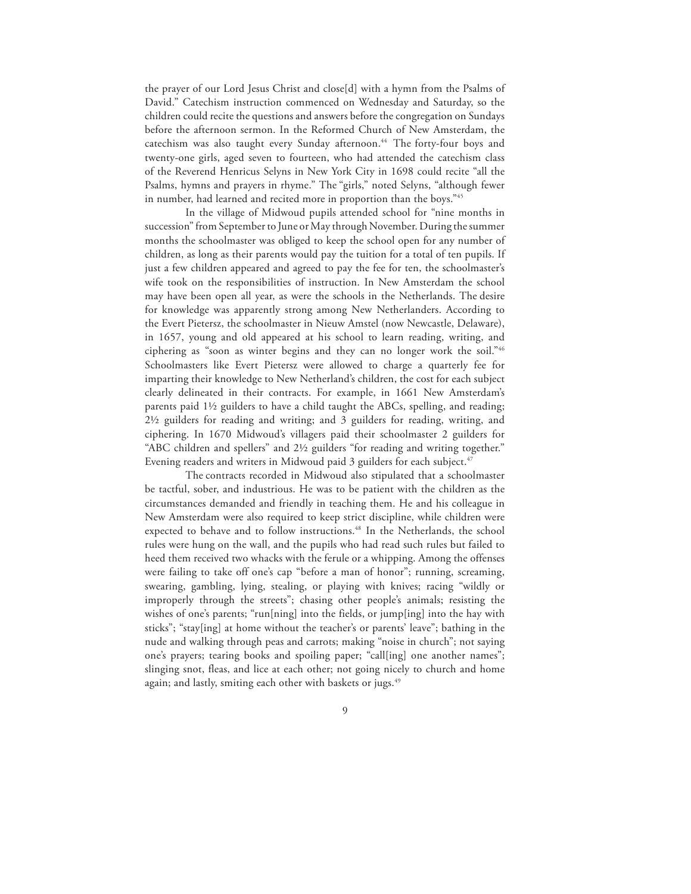the prayer of our Lord Jesus Christ and close[d] with a hymn from the Psalms of David." Catechism instruction commenced on Wednesday and Saturday, so the children could recite the questions and answers before the congregation on Sundays before the afternoon sermon. In the Reformed Church of New Amsterdam, the catechism was also taught every Sunday afternoon.[44] The forty-four boys and twenty-one girls, aged seven to fourteen, who had attended the catechism class of the Reverend Henricus Selyns in New York City in 1698 could recite "all the Psalms, hymns and prayers in rhyme." The "girls," noted Selyns, "although fewer in number, had learned and recited more in proportion than the boys."[45]

In the village of Midwoud pupils attended school for "nine months in succession" from September to June or May through November. During the summer months the schoolmaster was obliged to keep the school open for any number of children, as long as their parents would pay the tuition for a total of ten pupils. If just a few children appeared and agreed to pay the fee for ten, the schoolmaster's wife took on the responsibilities of instruction. In New Amsterdam the school may have been open all year, as were the schools in the Netherlands. The desire for knowledge was apparently strong among New Netherlanders. According to the Evert Pietersz, the schoolmaster in Nieuw Amstel (now Newcastle, Delaware), in 1657, young and old appeared at his school to learn reading, writing, and ciphering as "soon as winter begins and they can no longer work the soil."[46] Schoolmasters like Evert Pietersz were allowed to charge a quarterly fee for imparting their knowledge to New Netherland's children, the cost for each subject clearly delineated in their contracts. For example, in 1661 New Amsterdam's parents paid 1½ guilders to have a child taught the ABCs, spelling, and reading; 2½ guilders for reading and writing; and 3 guilders for reading, writing, and ciphering. In 1670 Midwoud's villagers paid their schoolmaster 2 guilders for "ABC children and spellers" and 2½ guilders "for reading and writing together." Evening readers and writers in Midwoud paid 3 guilders for each subject.[47]

The contracts recorded in Midwoud also stipulated that a schoolmaster be tactful, sober, and industrious. He was to be patient with the children as the circumstances demanded and friendly in teaching them. He and his colleague in New Amsterdam were also required to keep strict discipline, while children were expected to behave and to follow instructions.[48] In the Netherlands, the school rules were hung on the wall, and the pupils who had read such rules but failed to heed them received two whacks with the ferule or a whipping. Among the offenses were failing to take off one's cap "before a man of honor"; running, screaming, swearing, gambling, lying, stealing, or playing with knives; racing "wildly or improperly through the streets"; chasing other people's animals; resisting the wishes of one's parents; "run[ning] into the fields, or jump[ing] into the hay with sticks"; "stay[ing] at home without the teacher's or parents' leave"; bathing in the nude and walking through peas and carrots; making "noise in church"; not saying one's prayers; tearing books and spoiling paper; "call[ing] one another names"; slinging snot, fleas, and lice at each other; not going nicely to church and home again; and lastly, smiting each other with baskets or jugs.[49]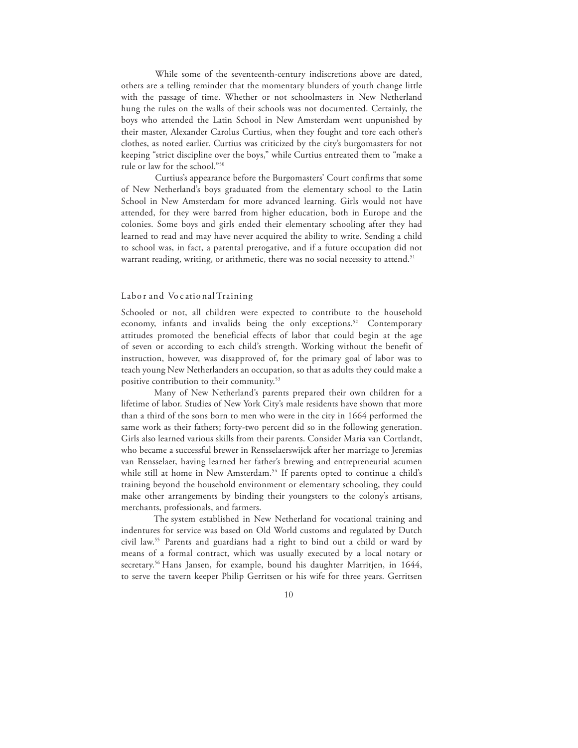While some of the seventeenth-century indiscretions above are dated, others are a telling reminder that the momentary blunders of youth change little with the passage of time. Whether or not schoolmasters in New Netherland hung the rules on the walls of their schools was not documented. Certainly, the boys who attended the Latin School in New Amsterdam went unpunished by their master, Alexander Carolus Curtius, when they fought and tore each other's clothes, as noted earlier. Curtius was criticized by the city's burgomasters for not keeping "strict discipline over the boys," while Curtius entreated them to "make a rule or law for the school."[50]

Curtius's appearance before the Burgomasters' Court confirms that some of New Netherland's boys graduated from the elementary school to the Latin School in New Amsterdam for more advanced learning. Girls would not have attended, for they were barred from higher education, both in Europe and the colonies. Some boys and girls ended their elementary schooling after they had learned to read and may have never acquired the ability to write. Sending a child to school was, in fact, a parental prerogative, and if a future occupation did not warrant reading, writing, or arithmetic, there was no social necessity to attend.[51]

## Labor and Vocational Training

Schooled or not, all children were expected to contribute to the household economy, infants and invalids being the only exceptions.[52] Contemporary attitudes promoted the beneficial effects of labor that could begin at the age of seven or according to each child's strength. Working without the benefit of instruction, however, was disapproved of, for the primary goal of labor was to teach young New Netherlanders an occupation, so that as adults they could make a positive contribution to their community.[53]

Many of New Netherland's parents prepared their own children for a lifetime of labor. Studies of New York City's male residents have shown that more than a third of the sons born to men who were in the city in 1664 performed the same work as their fathers; forty-two percent did so in the following generation. Girls also learned various skills from their parents. Consider Maria van Cortlandt, who became a successful brewer in Rensselaerswijck after her marriage to Jeremias van Rensselaer, having learned her father's brewing and entrepreneurial acumen while still at home in New Amsterdam.[54] If parents opted to continue a child's training beyond the household environment or elementary schooling, they could make other arrangements by binding their youngsters to the colony's artisans, merchants, professionals, and farmers.

The system established in New Netherland for vocational training and indentures for service was based on Old World customs and regulated by Dutch civil law.[55] Parents and guardians had a right to bind out a child or ward by means of a formal contract, which was usually executed by a local notary or secretary.[56] Hans Jansen, for example, bound his daughter Marritjen, in 1644, to serve the tavern keeper Philip Gerritsen or his wife for three years. Gerritsen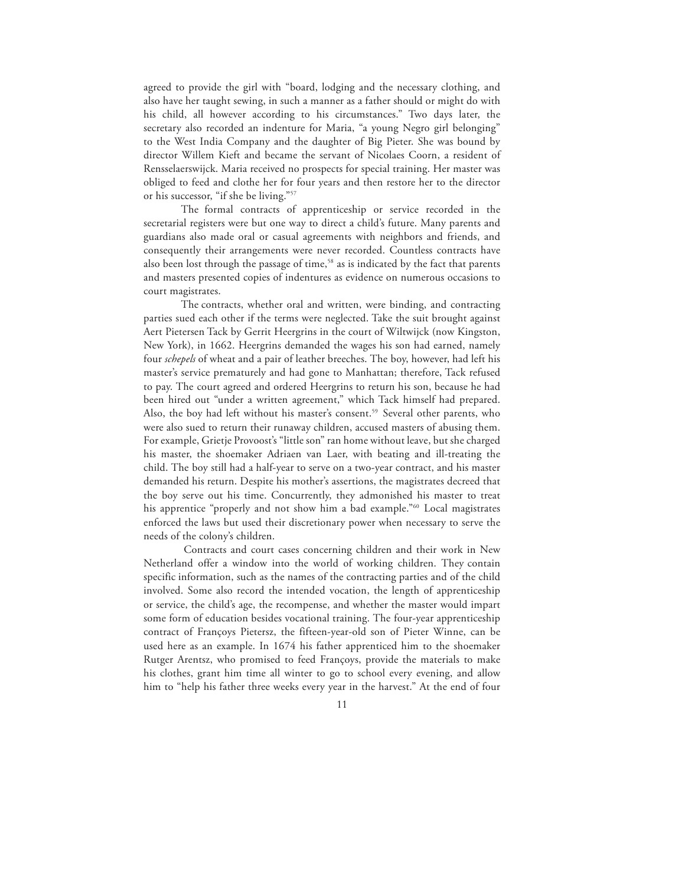agreed to provide the girl with "board, lodging and the necessary clothing, and also have her taught sewing, in such a manner as a father should or might do with his child, all however according to his circumstances." Two days later, the secretary also recorded an indenture for Maria, "a young Negro girl belonging" to the West India Company and the daughter of Big Pieter. She was bound by director Willem Kieft and became the servant of Nicolaes Coorn, a resident of Rensselaerswijck. Maria received no prospects for special training. Her master was obliged to feed and clothe her for four years and then restore her to the director or his successor, "if she be living."[57]

The formal contracts of apprenticeship or service recorded in the secretarial registers were but one way to direct a child's future. Many parents and guardians also made oral or casual agreements with neighbors and friends, and consequently their arrangements were never recorded. Countless contracts have also been lost through the passage of time,[58] as is indicated by the fact that parents and masters presented copies of indentures as evidence on numerous occasions to court magistrates.

The contracts, whether oral and written, were binding, and contracting parties sued each other if the terms were neglected. Take the suit brought against Aert Pietersen Tack by Gerrit Heergrins in the court of Wiltwijck (now Kingston, New York), in 1662. Heergrins demanded the wages his son had earned, namely four *schepels* of wheat and a pair of leather breeches. The boy, however, had left his master's service prematurely and had gone to Manhattan; therefore, Tack refused to pay. The court agreed and ordered Heergrins to return his son, because he had been hired out "under a written agreement," which Tack himself had prepared. Also, the boy had left without his master's consent.[59] Several other parents, who were also sued to return their runaway children, accused masters of abusing them. For example, Grietje Provoost's "little son" ran home without leave, but she charged his master, the shoemaker Adriaen van Laer, with beating and ill-treating the child. The boy still had a half-year to serve on a two-year contract, and his master demanded his return. Despite his mother's assertions, the magistrates decreed that the boy serve out his time. Concurrently, they admonished his master to treat his apprentice "properly and not show him a bad example."[60] Local magistrates enforced the laws but used their discretionary power when necessary to serve the needs of the colony's children.

Contracts and court cases concerning children and their work in New Netherland offer a window into the world of working children. They contain specific information, such as the names of the contracting parties and of the child involved. Some also record the intended vocation, the length of apprenticeship or service, the child's age, the recompense, and whether the master would impart some form of education besides vocational training. The four-year apprenticeship contract of Françoys Pietersz, the fifteen-year-old son of Pieter Winne, can be used here as an example. In 1674 his father apprenticed him to the shoemaker Rutger Arentsz, who promised to feed Françoys, provide the materials to make his clothes, grant him time all winter to go to school every evening, and allow him to "help his father three weeks every year in the harvest." At the end of four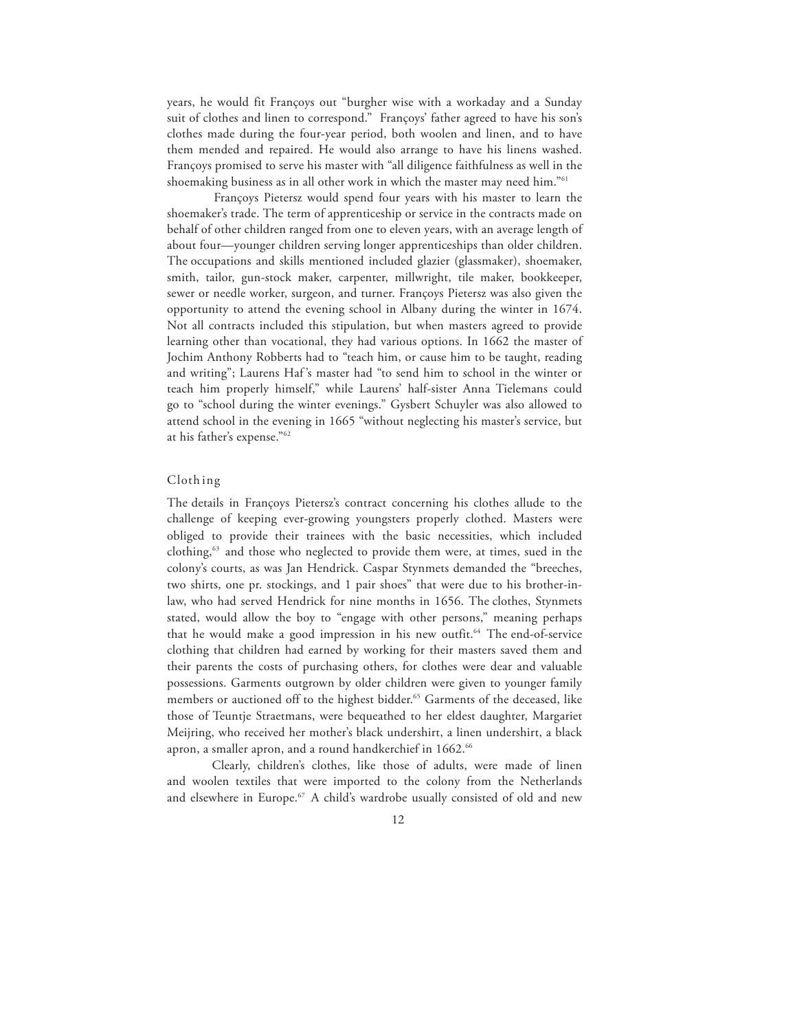years, he would fit Françoys out "burgher wise with a workaday and a Sunday suit of clothes and linen to correspond." Françoys' father agreed to have his son's clothes made during the four-year period, both woolen and linen, and to have them mended and repaired. He would also arrange to have his linens washed. Françoys promised to serve his master with "all diligence faithfulness as well in the shoemaking business as in all other work in which the master may need him."[61]

Françoys Pietersz would spend four years with his master to learn the shoemaker's trade. The term of apprenticeship or service in the contracts made on behalf of other children ranged from one to eleven years, with an average length of about four—younger children serving longer apprenticeships than older children. The occupations and skills mentioned included glazier (glassmaker), shoemaker, smith, tailor, gun-stock maker, carpenter, millwright, tile maker, bookkeeper, sewer or needle worker, surgeon, and turner. Françoys Pietersz was also given the opportunity to attend the evening school in Albany during the winter in 1674. Not all contracts included this stipulation, but when masters agreed to provide learning other than vocational, they had various options. In 1662 the master of Jochim Anthony Robberts had to "teach him, or cause him to be taught, reading and writing"; Laurens Haf's master had "to send him to school in the winter or teach him properly himself," while Laurens' half-sister Anna Tielemans could go to "school during the winter evenings." Gysbert Schuyler was also allowed to attend school in the evening in 1665 "without neglecting his master's service, but at his father's expense."[62]

## Clothing

The details in Françoys Pietersz's contract concerning his clothes allude to the challenge of keeping ever-growing youngsters properly clothed. Masters were obliged to provide their trainees with the basic necessities, which included clothing,[63] and those who neglected to provide them were, at times, sued in the colony's courts, as was Jan Hendrick. Caspar Stynmets demanded the "breeches, two shirts, one pr. stockings, and 1 pair shoes" that were due to his brother-in-law, who had served Hendrick for nine months in 1656. The clothes, Stynmets stated, would allow the boy to "engage with other persons," meaning perhaps that he would make a good impression in his new outfit.[64] The end-of-service clothing that children had earned by working for their masters saved them and their parents the costs of purchasing others, for clothes were dear and valuable possessions. Garments outgrown by older children were given to younger family members or auctioned off to the highest bidder.[65] Garments of the deceased, like those of Teuntje Straetmans, were bequeathed to her eldest daughter, Margariet Meijring, who received her mother's black undershirt, a linen undershirt, a black apron, a smaller apron, and a round handkerchief in 1662.[66]

Clearly, children's clothes, like those of adults, were made of linen and woolen textiles that were imported to the colony from the Netherlands and elsewhere in Europe.[67] A child's wardrobe usually consisted of old and new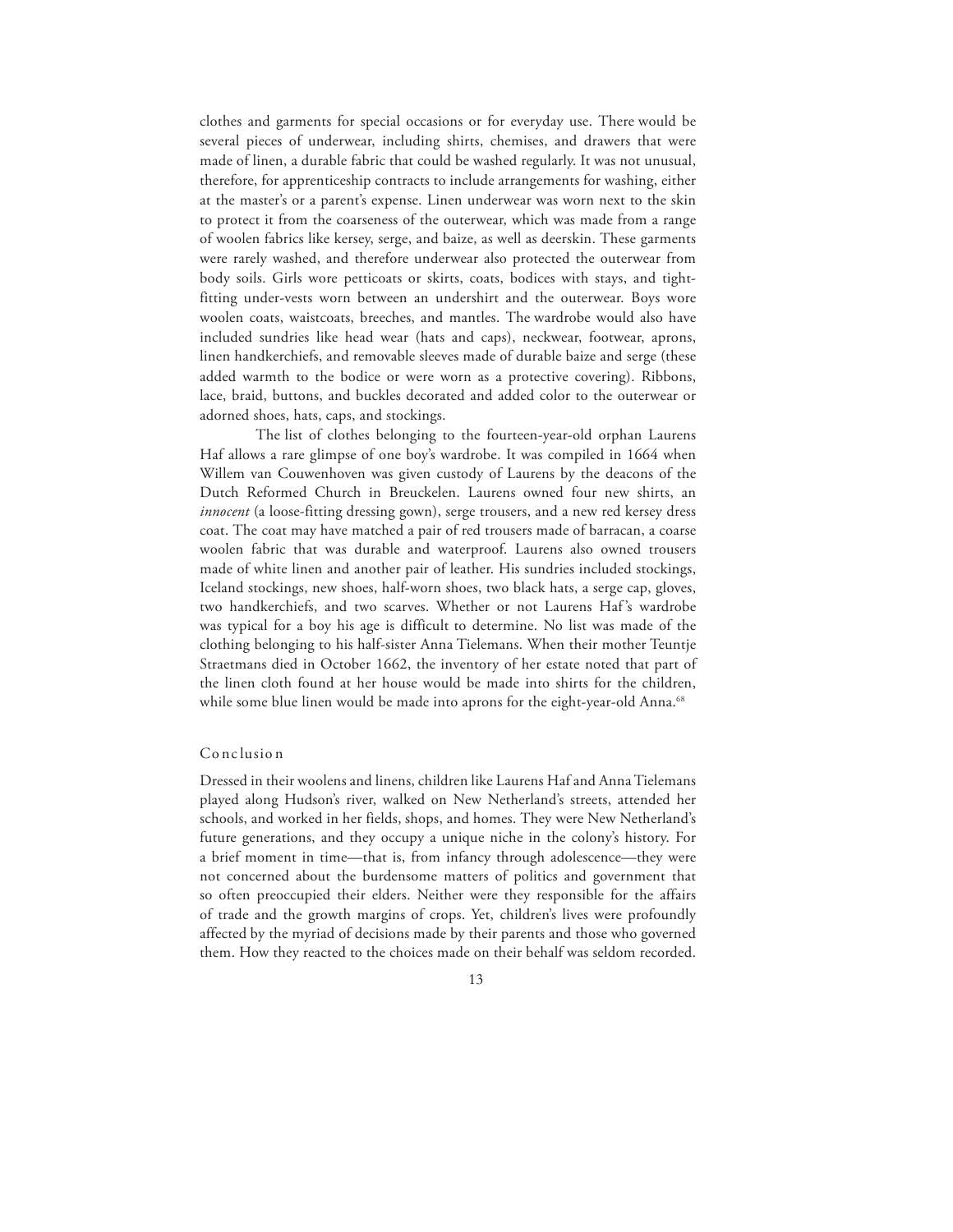clothes and garments for special occasions or for everyday use. There would be several pieces of underwear, including shirts, chemises, and drawers that were made of linen, a durable fabric that could be washed regularly. It was not unusual, therefore, for apprenticeship contracts to include arrangements for washing, either at the master's or a parent's expense. Linen underwear was worn next to the skin to protect it from the coarseness of the outerwear, which was made from a range of woolen fabrics like kersey, serge, and baize, as well as deerskin. These garments were rarely washed, and therefore underwear also protected the outerwear from body soils. Girls wore petticoats or skirts, coats, bodices with stays, and tight-fitting under-vests worn between an undershirt and the outerwear. Boys wore woolen coats, waistcoats, breeches, and mantles. The wardrobe would also have included sundries like head wear (hats and caps), neckwear, footwear, aprons, linen handkerchiefs, and removable sleeves made of durable baize and serge (these added warmth to the bodice or were worn as a protective covering). Ribbons, lace, braid, buttons, and buckles decorated and added color to the outerwear or adorned shoes, hats, caps, and stockings.

The list of clothes belonging to the fourteen-year-old orphan Laurens Haf allows a rare glimpse of one boy's wardrobe. It was compiled in 1664 when Willem van Couwenhoven was given custody of Laurens by the deacons of the Dutch Reformed Church in Breuckelen. Laurens owned four new shirts, an *innocent* (a loose-fitting dressing gown), serge trousers, and a new red kersey dress coat. The coat may have matched a pair of red trousers made of barracan, a coarse woolen fabric that was durable and waterproof. Laurens also owned trousers made of white linen and another pair of leather. His sundries included stockings, Iceland stockings, new shoes, half-worn shoes, two black hats, a serge cap, gloves, two handkerchiefs, and two scarves. Whether or not Laurens Haf's wardrobe was typical for a boy his age is difficult to determine. No list was made of the clothing belonging to his half-sister Anna Tielemans. When their mother Teuntje Straetmans died in October 1662, the inventory of her estate noted that part of the linen cloth found at her house would be made into shirts for the children, while some blue linen would be made into aprons for the eight-year-old Anna.[68]

## Conclusion

Dressed in their woolens and linens, children like Laurens Haf and Anna Tielemans played along Hudson's river, walked on New Netherland's streets, attended her schools, and worked in her fields, shops, and homes. They were New Netherland's future generations, and they occupy a unique niche in the colony's history. For a brief moment in time—that is, from infancy through adolescence—they were not concerned about the burdensome matters of politics and government that so often preoccupied their elders. Neither were they responsible for the affairs of trade and the growth margins of crops. Yet, children's lives were profoundly affected by the myriad of decisions made by their parents and those who governed them. How they reacted to the choices made on their behalf was seldom recorded.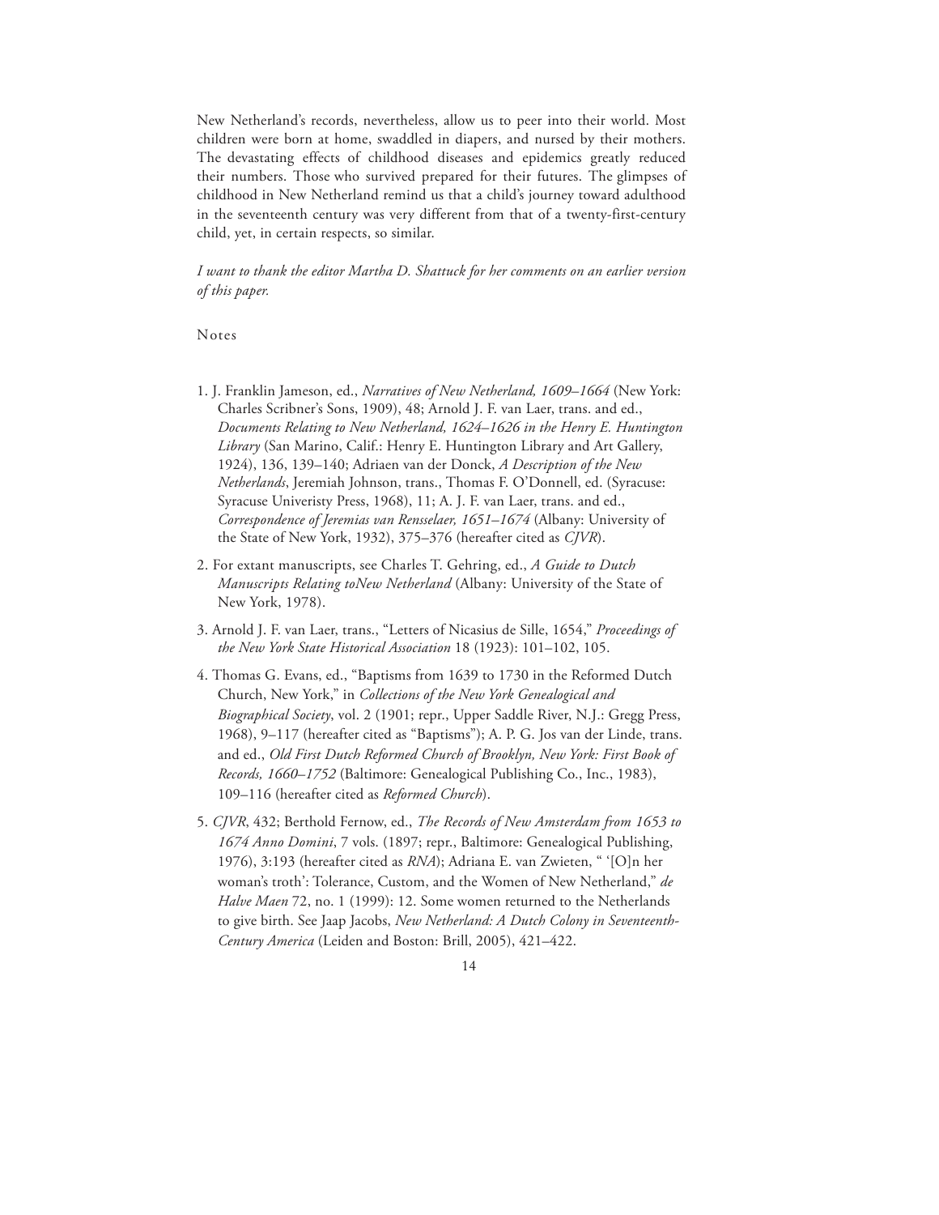New Netherland's records, nevertheless, allow us to peer into their world. Most children were born at home, swaddled in diapers, and nursed by their mothers. The devastating effects of childhood diseases and epidemics greatly reduced their numbers. Those who survived prepared for their futures. The glimpses of childhood in New Netherland remind us that a child's journey toward adulthood in the seventeenth century was very different from that of a twenty-first-century child, yet, in certain respects, so similar.

*I want to thank the editor Martha D. Shattuck for her comments on an earlier version of this paper.*

## Notes

1. J. Franklin Jameson, ed., *Narratives of New Netherland, 1609–1664* (New York: Charles Scribner's Sons, 1909), 48; Arnold J. F. van Laer, trans. and ed., *Documents Relating to New Netherland, 1624–1626 in the Henry E. Huntington Library* (San Marino, Calif.: Henry E. Huntington Library and Art Gallery, 1924), 136, 139–140; Adriaen van der Donck, *A Description of the New Netherlands*, Jeremiah Johnson, trans., Thomas F. O'Donnell, ed. (Syracuse: Syracuse Univeristy Press, 1968), 11; A. J. F. van Laer, trans. and ed., *Correspondence of Jeremias van Rensselaer, 1651–1674* (Albany: University of the State of New York, 1932), 375–376 (hereafter cited as *CJVR*).

2. For extant manuscripts, see Charles T. Gehring, ed., *A Guide to Dutch Manuscripts Relating toNew Netherland* (Albany: University of the State of New York, 1978).

3. Arnold J. F. van Laer, trans., "Letters of Nicasius de Sille, 1654," *Proceedings of the New York State Historical Association* 18 (1923): 101–102, 105.

4. Thomas G. Evans, ed., "Baptisms from 1639 to 1730 in the Reformed Dutch Church, New York," in *Collections of the New York Genealogical and Biographical Society*, vol. 2 (1901; repr., Upper Saddle River, N.J.: Gregg Press, 1968), 9–117 (hereafter cited as "Baptisms"); A. P. G. Jos van der Linde, trans. and ed., *Old First Dutch Reformed Church of Brooklyn, New York: First Book of Records, 1660–1752* (Baltimore: Genealogical Publishing Co., Inc., 1983), 109–116 (hereafter cited as *Reformed Church*).

5. *CJVR*, 432; Berthold Fernow, ed., *The Records of New Amsterdam from 1653 to 1674 Anno Domini*, 7 vols. (1897; repr., Baltimore: Genealogical Publishing, 1976), 3:193 (hereafter cited as *RNA*); Adriana E. van Zwieten, " '[O]n her woman's troth': Tolerance, Custom, and the Women of New Netherland," *de Halve Maen* 72, no. 1 (1999): 12. Some women returned to the Netherlands to give birth. See Jaap Jacobs, *New Netherland: A Dutch Colony in Seventeenth-Century America* (Leiden and Boston: Brill, 2005), 421–422.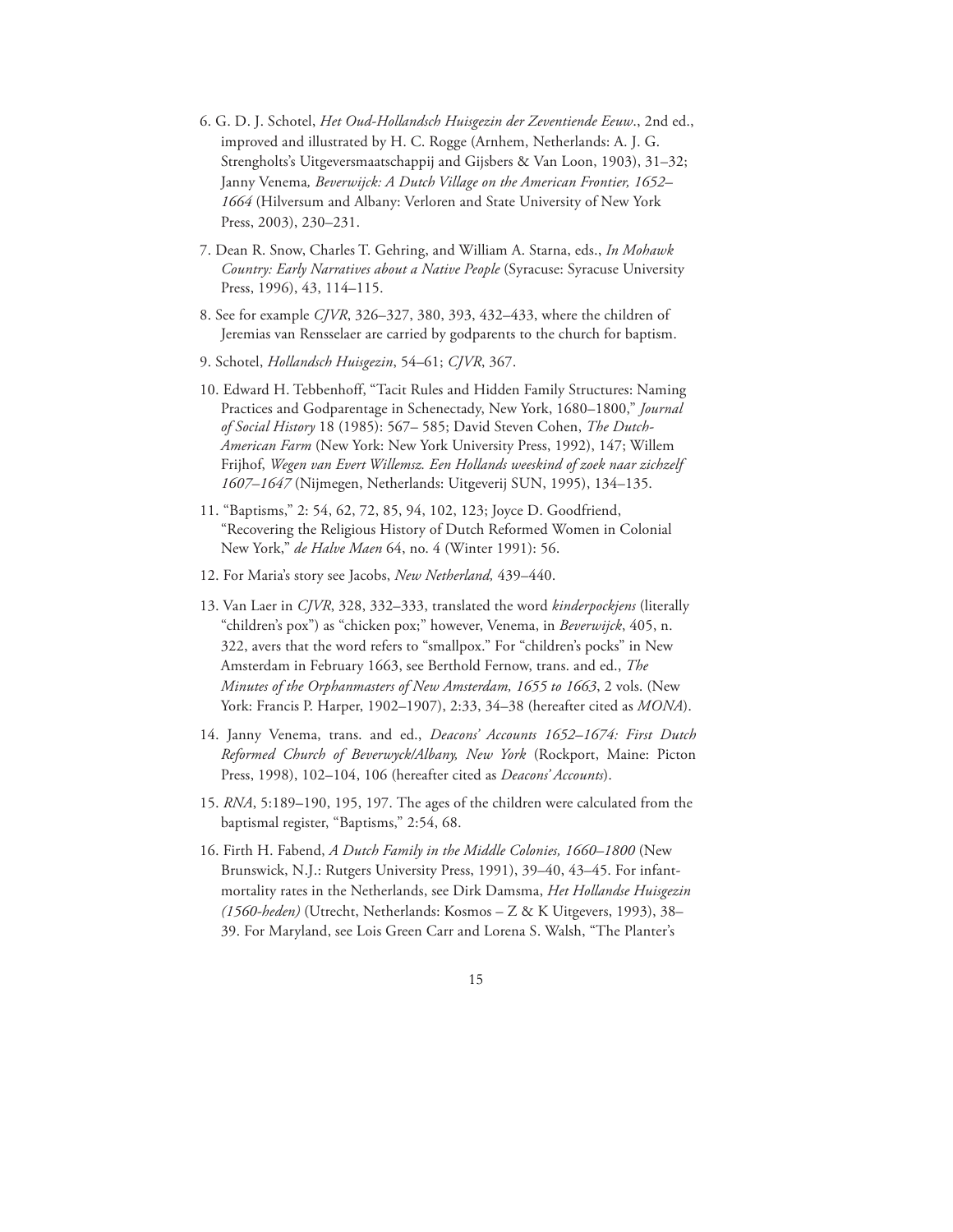6. G. D. J. Schotel, *Het Oud-Hollandsch Huisgezin der Zeventiende Eeuw*., 2nd ed., improved and illustrated by H. C. Rogge (Arnhem, Netherlands: A. J. G. Strengholts's Uitgeversmaatschappij and Gijsbers & Van Loon, 1903), 31–32; Janny Venema*, Beverwijck: A Dutch Village on the American Frontier, 1652–1664* (Hilversum and Albany: Verloren and State University of New York Press, 2003), 230–231.

7. Dean R. Snow, Charles T. Gehring, and William A. Starna, eds., *In Mohawk Country: Early Narratives about a Native People* (Syracuse: Syracuse University Press, 1996), 43, 114–115.

8. See for example *CJVR*, 326–327, 380, 393, 432–433, where the children of Jeremias van Rensselaer are carried by godparents to the church for baptism.

9. Schotel, *Hollandsch Huisgezin*, 54–61; *CJVR*, 367.

10. Edward H. Tebbenhoff, "Tacit Rules and Hidden Family Structures: Naming Practices and Godparentage in Schenectady, New York, 1680–1800," *Journal of Social History* 18 (1985): 567– 585; David Steven Cohen, *The Dutch-American Farm* (New York: New York University Press, 1992), 147; Willem Frijhof, *Wegen van Evert Willemsz. Een Hollands weeskind of zoek naar zichzelf 1607–1647* (Nijmegen, Netherlands: Uitgeverij SUN, 1995), 134–135.

11. "Baptisms," 2: 54, 62, 72, 85, 94, 102, 123; Joyce D. Goodfriend, "Recovering the Religious History of Dutch Reformed Women in Colonial New York," *de Halve Maen* 64, no. 4 (Winter 1991): 56.

12. For Maria's story see Jacobs, *New Netherland,* 439–440.

13. Van Laer in *CJVR*, 328, 332–333, translated the word *kinderpockjens* (literally "children's pox") as "chicken pox;" however, Venema, in *Beverwijck*, 405, n. 322, avers that the word refers to "smallpox." For "children's pocks" in New Amsterdam in February 1663, see Berthold Fernow, trans. and ed., *The Minutes of the Orphanmasters of New Amsterdam, 1655 to 1663*, 2 vols. (New York: Francis P. Harper, 1902–1907), 2:33, 34–38 (hereafter cited as *MONA*).

14. Janny Venema, trans. and ed., *Deacons' Accounts 1652–1674: First Dutch Reformed Church of Beverwyck/Albany, New York* (Rockport, Maine: Picton Press, 1998), 102–104, 106 (hereafter cited as *Deacons' Accounts*).

15. *RNA*, 5:189–190, 195, 197. The ages of the children were calculated from the baptismal register, "Baptisms," 2:54, 68.

16. Firth H. Fabend, *A Dutch Family in the Middle Colonies, 1660–1800* (New Brunswick, N.J.: Rutgers University Press, 1991), 39–40, 43–45. For infant-mortality rates in the Netherlands, see Dirk Damsma, *Het Hollandse Huisgezin (1560-heden)* (Utrecht, Netherlands: Kosmos – Z & K Uitgevers, 1993), 38–39. For Maryland, see Lois Green Carr and Lorena S. Walsh, "The Planter's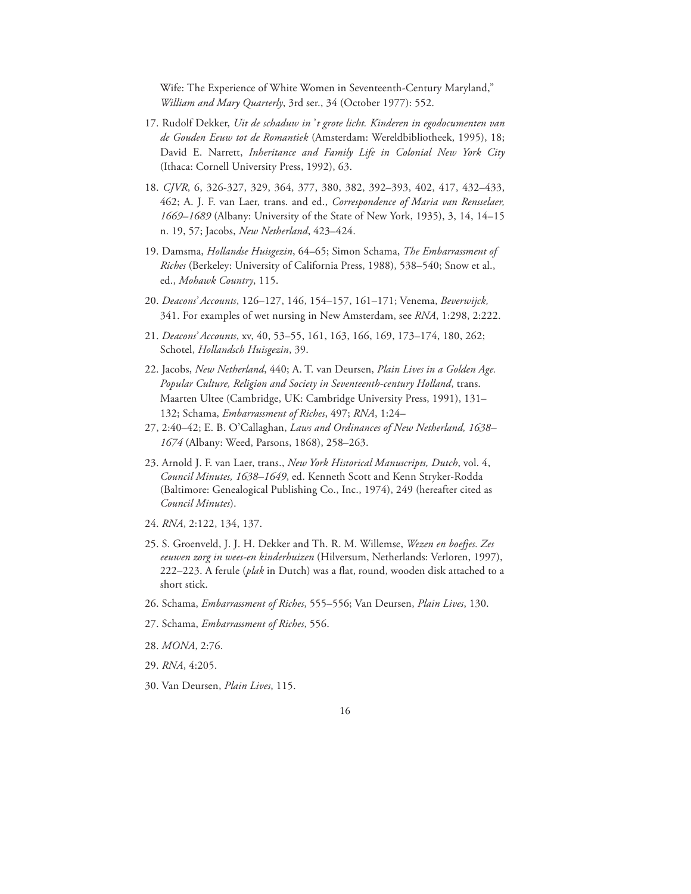Wife: The Experience of White Women in Seventeenth-Century Maryland," *William and Mary Quarterly*, 3rd ser., 34 (October 1977): 552.

17. Rudolf Dekker, *Uit de schaduw in 't grote licht. Kinderen in egodocumenten van de Gouden Eeuw tot de Romantiek* (Amsterdam: Wereldbibliotheek, 1995), 18; David E. Narrett, *Inheritance and Family Life in Colonial New York City* (Ithaca: Cornell University Press, 1992), 63.

18. *CJVR*, 6, 326-327, 329, 364, 377, 380, 382, 392–393, 402, 417, 432–433, 462; A. J. F. van Laer, trans. and ed., *Correspondence of Maria van Rensselaer, 1669–1689* (Albany: University of the State of New York, 1935), 3, 14, 14–15 n. 19, 57; Jacobs, *New Netherland*, 423–424.

19. Damsma, *Hollandse Huisgezin*, 64–65; Simon Schama, *The Embarrassment of Riches* (Berkeley: University of California Press, 1988), 538–540; Snow et al., ed., *Mohawk Country*, 115.

20. *Deacons' Accounts*, 126–127, 146, 154–157, 161–171; Venema, *Beverwijck,* 341. For examples of wet nursing in New Amsterdam, see *RNA*, 1:298, 2:222.

21. *Deacons' Accounts*, xv, 40, 53–55, 161, 163, 166, 169, 173–174, 180, 262; Schotel, *Hollandsch Huisgezin*, 39.

22. Jacobs, *New Netherland*, 440; A. T. van Deursen, *Plain Lives in a Golden Age. Popular Culture, Religion and Society in Seventeenth-century Holland*, trans. Maarten Ultee (Cambridge, UK: Cambridge University Press, 1991), 131–132; Schama, *Embarrassment of Riches*, 497; *RNA*, 1:24–27, 2:40–42; E. B. O'Callaghan, *Laws and Ordinances of New Netherland, 1638–1674* (Albany: Weed, Parsons, 1868), 258–263.

23. Arnold J. F. van Laer, trans., *New York Historical Manuscripts, Dutch*, vol. 4, *Council Minutes, 1638–1649*, ed. Kenneth Scott and Kenn Stryker-Rodda (Baltimore: Genealogical Publishing Co., Inc., 1974), 249 (hereafter cited as *Council Minutes*).

24. *RNA*, 2:122, 134, 137.

25. S. Groenveld, J. J. H. Dekker and Th. R. M. Willemse, *Wezen en boefjes. Zes eeuwen zorg in wees-en kinderhuizen* (Hilversum, Netherlands: Verloren, 1997), 222–223. A ferule (*plak* in Dutch) was a flat, round, wooden disk attached to a short stick.

26. Schama, *Embarrassment of Riches*, 555–556; Van Deursen, *Plain Lives*, 130.

27. Schama, *Embarrassment of Riches*, 556.

28. *MONA*, 2:76.

29. *RNA*, 4:205.

30. Van Deursen, *Plain Lives*, 115.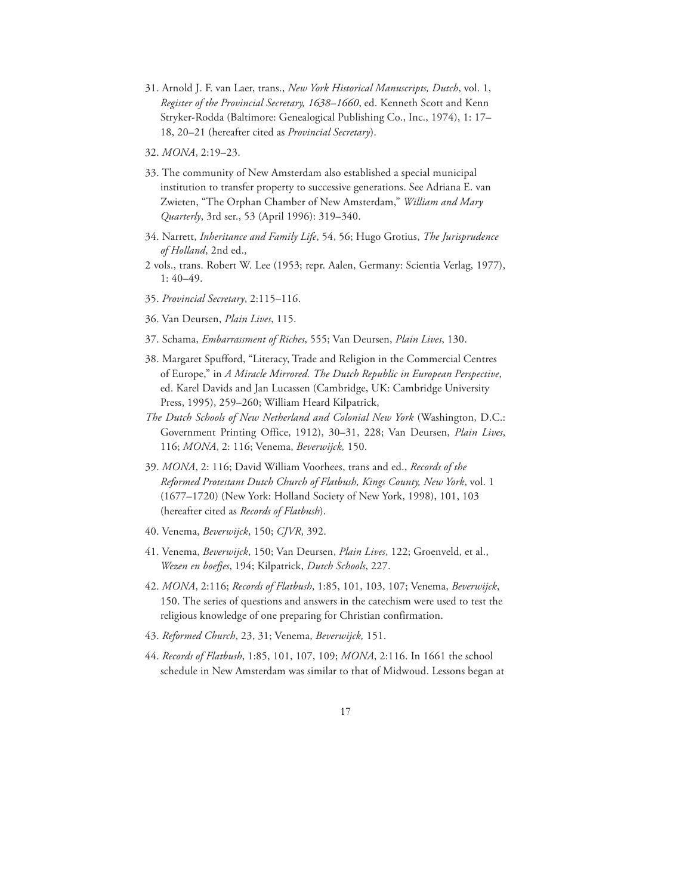31. Arnold J. F. van Laer, trans., *New York Historical Manuscripts, Dutch*, vol. 1, *Register of the Provincial Secretary, 1638–1660*, ed. Kenneth Scott and Kenn Stryker-Rodda (Baltimore: Genealogical Publishing Co., Inc., 1974), 1: 17–18, 20–21 (hereafter cited as *Provincial Secretary*).

32. *MONA*, 2:19–23.

33. The community of New Amsterdam also established a special municipal institution to transfer property to successive generations. See Adriana E. van Zwieten, "The Orphan Chamber of New Amsterdam," *William and Mary Quarterly*, 3rd ser., 53 (April 1996): 319–340.

34. Narrett, *Inheritance and Family Life*, 54, 56; Hugo Grotius, *The Jurisprudence of Holland*, 2nd ed., 2 vols., trans. Robert W. Lee (1953; repr. Aalen, Germany: Scientia Verlag, 1977), 1: 40–49.

35. *Provincial Secretary*, 2:115–116.

36. Van Deursen, *Plain Lives*, 115.

37. Schama, *Embarrassment of Riches*, 555; Van Deursen, *Plain Lives*, 130.

38. Margaret Spufford, "Literacy, Trade and Religion in the Commercial Centres of Europe," in *A Miracle Mirrored. The Dutch Republic in European Perspective*, ed. Karel Davids and Jan Lucassen (Cambridge, UK: Cambridge University Press, 1995), 259–260; William Heard Kilpatrick, *The Dutch Schools of New Netherland and Colonial New York* (Washington, D.C.: Government Printing Office, 1912), 30–31, 228; Van Deursen, *Plain Lives*, 116; *MONA*, 2: 116; Venema, *Beverwijck,* 150.

39. *MONA*, 2: 116; David William Voorhees, trans and ed., *Records of the Reformed Protestant Dutch Church of Flatbush, Kings County, New York*, vol. 1 (1677–1720) (New York: Holland Society of New York, 1998), 101, 103 (hereafter cited as *Records of Flatbush*).

40. Venema, *Beverwijck*, 150; *CJVR*, 392.

41. Venema, *Beverwijck*, 150; Van Deursen, *Plain Lives*, 122; Groenveld, et al., *Wezen en boefjes*, 194; Kilpatrick, *Dutch Schools*, 227.

42. *MONA*, 2:116; *Records of Flatbush*, 1:85, 101, 103, 107; Venema, *Beverwijck*, 150. The series of questions and answers in the catechism were used to test the religious knowledge of one preparing for Christian confirmation.

43. *Reformed Church*, 23, 31; Venema, *Beverwijck,* 151.

44. *Records of Flatbush*, 1:85, 101, 107, 109; *MONA*, 2:116. In 1661 the school schedule in New Amsterdam was similar to that of Midwoud. Lessons began at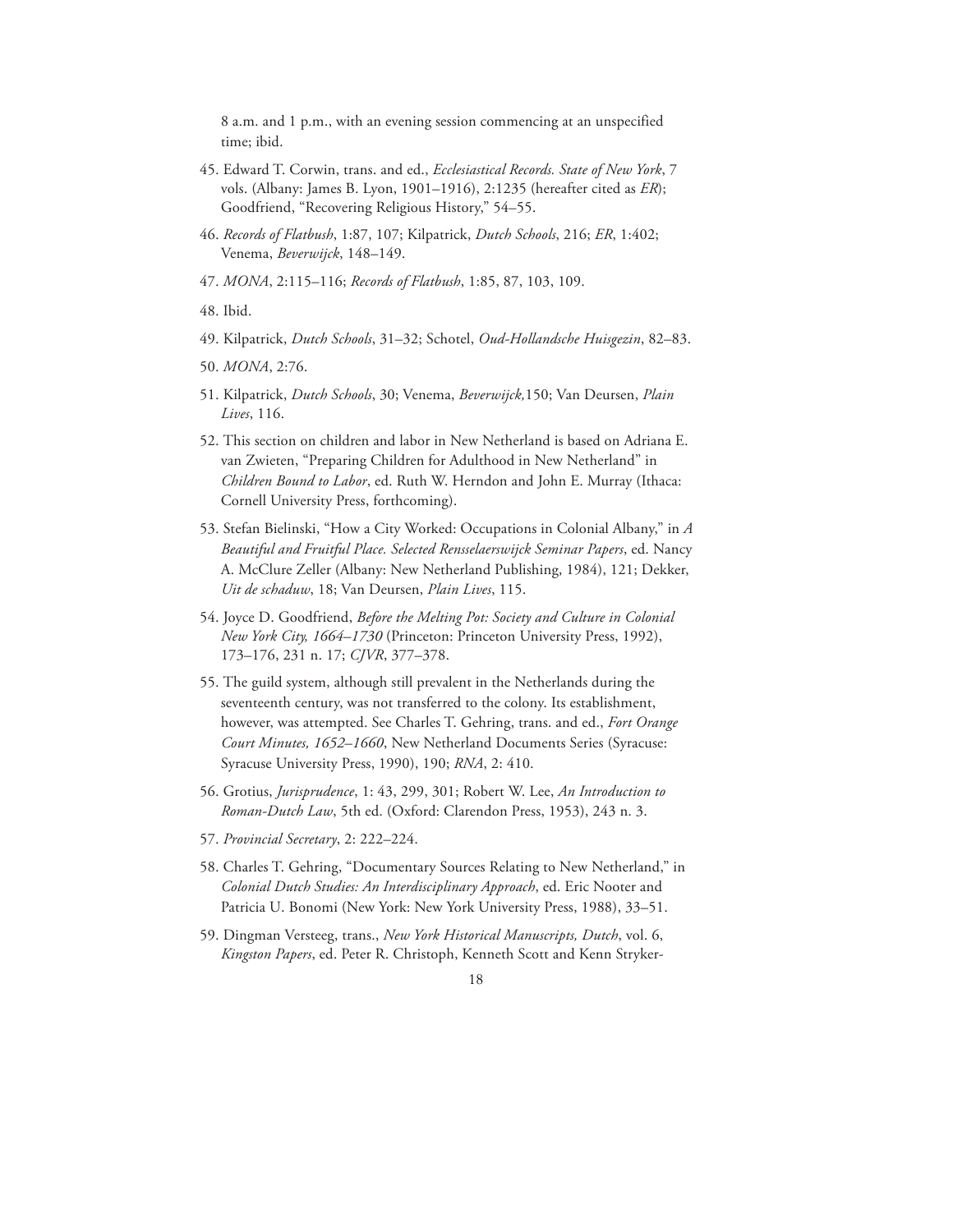8 a.m. and 1 p.m., with an evening session commencing at an unspecified time; ibid.

45. Edward T. Corwin, trans. and ed., *Ecclesiastical Records. State of New York*, 7 vols. (Albany: James B. Lyon, 1901–1916), 2:1235 (hereafter cited as *ER*); Goodfriend, "Recovering Religious History," 54–55.

46. *Records of Flatbush*, 1:87, 107; Kilpatrick, *Dutch Schools*, 216; *ER*, 1:402; Venema, *Beverwijck*, 148–149.

47. *MONA*, 2:115–116; *Records of Flatbush*, 1:85, 87, 103, 109.

48. Ibid.

49. Kilpatrick, *Dutch Schools*, 31–32; Schotel, *Oud-Hollandsche Huisgezin*, 82–83.

50. *MONA*, 2:76.

51. Kilpatrick, *Dutch Schools*, 30; Venema, *Beverwijck,*150; Van Deursen, *Plain Lives*, 116.

52. This section on children and labor in New Netherland is based on Adriana E. van Zwieten, "Preparing Children for Adulthood in New Netherland" in *Children Bound to Labor*, ed. Ruth W. Herndon and John E. Murray (Ithaca: Cornell University Press, forthcoming).

53. Stefan Bielinski, "How a City Worked: Occupations in Colonial Albany," in *A Beautiful and Fruitful Place. Selected Rensselaerswijck Seminar Papers*, ed. Nancy A. McClure Zeller (Albany: New Netherland Publishing, 1984), 121; Dekker, *Uit de schaduw*, 18; Van Deursen, *Plain Lives*, 115.

54. Joyce D. Goodfriend, *Before the Melting Pot: Society and Culture in Colonial New York City, 1664–1730* (Princeton: Princeton University Press, 1992), 173–176, 231 n. 17; *CJVR*, 377–378.

55. The guild system, although still prevalent in the Netherlands during the seventeenth century, was not transferred to the colony. Its establishment, however, was attempted. See Charles T. Gehring, trans. and ed., *Fort Orange Court Minutes, 1652–1660*, New Netherland Documents Series (Syracuse: Syracuse University Press, 1990), 190; *RNA*, 2: 410.

56. Grotius, *Jurisprudence*, 1: 43, 299, 301; Robert W. Lee, *An Introduction to Roman-Dutch Law*, 5th ed. (Oxford: Clarendon Press, 1953), 243 n. 3.

57. *Provincial Secretary*, 2: 222–224.

58. Charles T. Gehring, "Documentary Sources Relating to New Netherland," in *Colonial Dutch Studies: An Interdisciplinary Approach*, ed. Eric Nooter and Patricia U. Bonomi (New York: New York University Press, 1988), 33–51.

59. Dingman Versteeg, trans., *New York Historical Manuscripts, Dutch*, vol. 6, *Kingston Papers*, ed. Peter R. Christoph, Kenneth Scott and Kenn Stryker-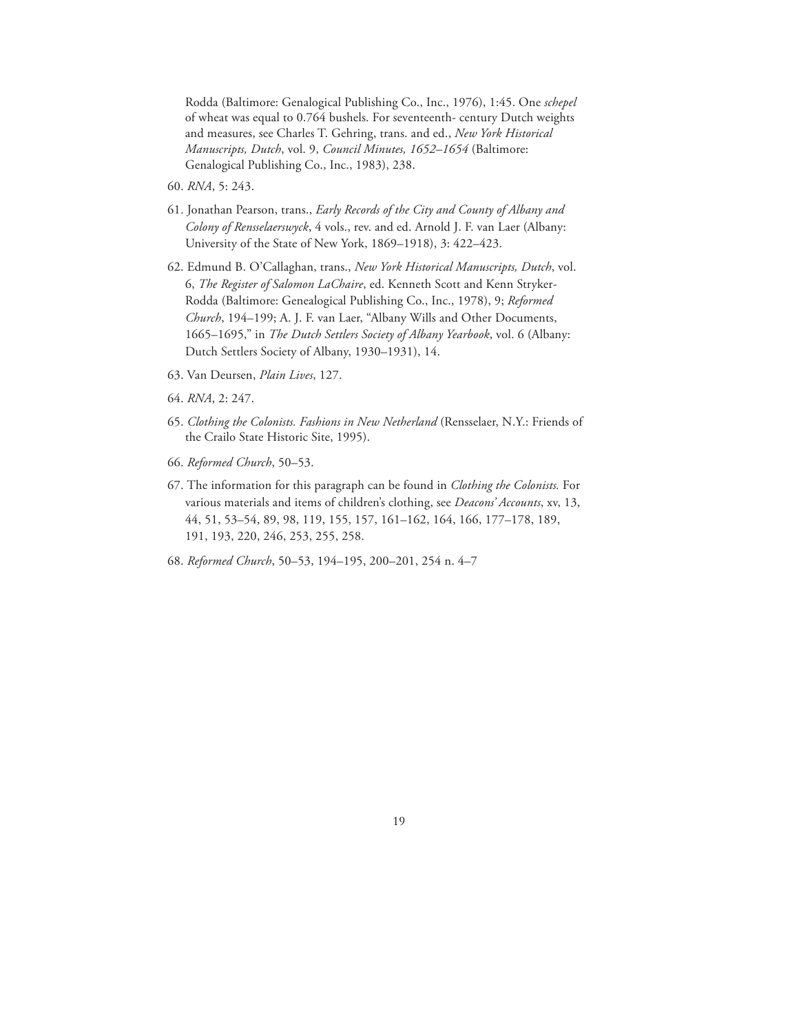Rodda (Baltimore: Genalogical Publishing Co., Inc., 1976), 1:45. One *schepel* of wheat was equal to 0.764 bushels. For seventeenth- century Dutch weights and measures, see Charles T. Gehring, trans. and ed., *New York Historical Manuscripts, Dutch*, vol. 9, *Council Minutes, 1652–1654* (Baltimore: Genalogical Publishing Co., Inc., 1983), 238.

60. *RNA*, 5: 243.

61. Jonathan Pearson, trans., *Early Records of the City and County of Albany and Colony of Rensselaerswyck*, 4 vols., rev. and ed. Arnold J. F. van Laer (Albany: University of the State of New York, 1869–1918), 3: 422–423.

62. Edmund B. O'Callaghan, trans., *New York Historical Manuscripts, Dutch*, vol. 6, *The Register of Salomon LaChaire*, ed. Kenneth Scott and Kenn Stryker-Rodda (Baltimore: Genealogical Publishing Co., Inc., 1978), 9; *Reformed Church*, 194–199; A. J. F. van Laer, "Albany Wills and Other Documents, 1665–1695," in *The Dutch Settlers Society of Albany Yearbook*, vol. 6 (Albany: Dutch Settlers Society of Albany, 1930–1931), 14.

63. Van Deursen, *Plain Lives*, 127.

64. *RNA*, 2: 247.

65. *Clothing the Colonists. Fashions in New Netherland* (Rensselaer, N.Y.: Friends of the Crailo State Historic Site, 1995).

66. *Reformed Church*, 50–53.

67. The information for this paragraph can be found in *Clothing the Colonists.* For various materials and items of children's clothing, see *Deacons' Accounts*, xv, 13, 44, 51, 53–54, 89, 98, 119, 155, 157, 161–162, 164, 166, 177–178, 189, 191, 193, 220, 246, 253, 255, 258.

68. *Reformed Church*, 50–53, 194–195, 200–201, 254 n. 4–7